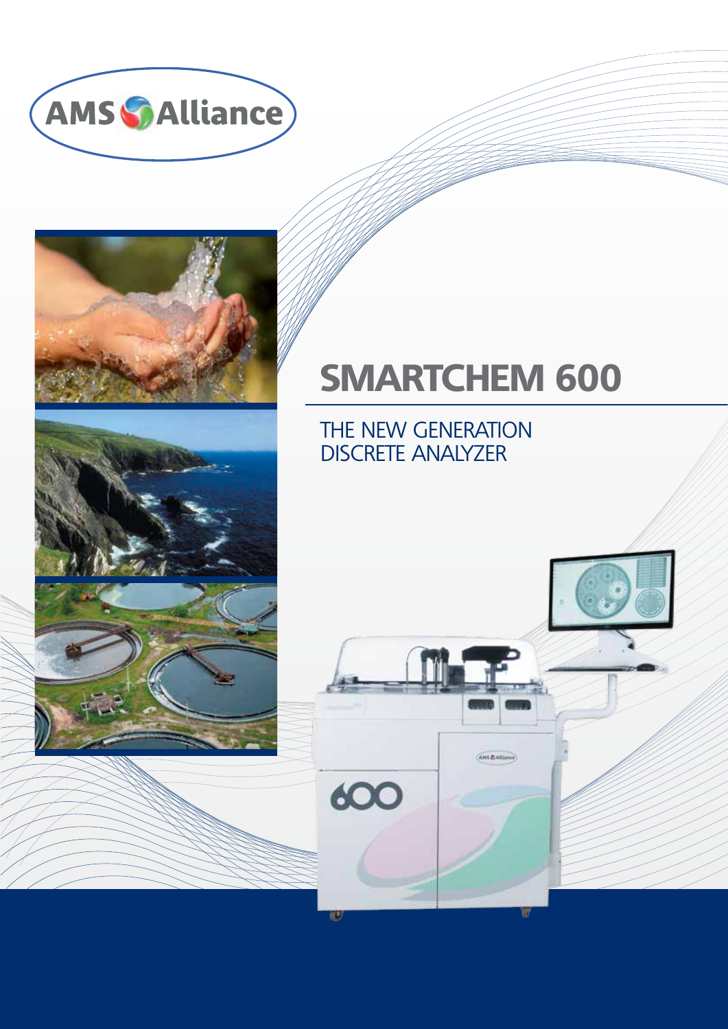AMS Alliance

# SMARTCHEM 600

## THE NEW GENERATION DISCRETE ANALYZER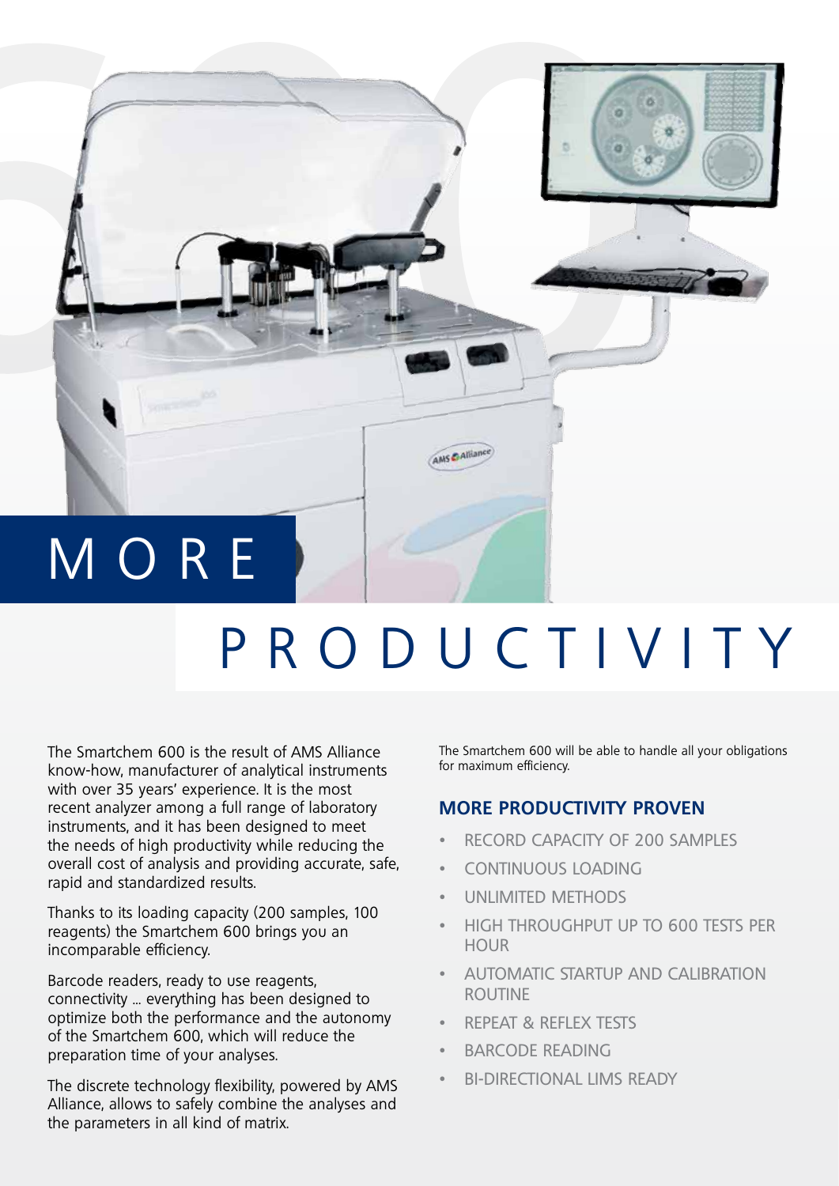# MORE PRODUCTIVITY

The Smartchem 600 is the result of AMS Alliance know-how, manufacturer of analytical instruments with over 35 years' experience. It is the most recent analyzer among a full range of laboratory instruments, and it has been designed to meet the needs of high productivity while reducing the overall cost of analysis and providing accurate, safe, rapid and standardized results.

Thanks to its loading capacity (200 samples, 100 reagents) the Smartchem 600 brings you an incomparable efficiency.

Barcode readers, ready to use reagents, connectivity ... everything has been designed to optimize both the performance and the autonomy of the Smartchem 600, which will reduce the preparation time of your analyses.

The discrete technology flexibility, powered by AMS Alliance, allows to safely combine the analyses and the parameters in all kind of matrix.

The Smartchem 600 will be able to handle all your obligations for maximum efficiency.

## MORE PRODUCTIVITY PROVEN

- RECORD CAPACITY OF 200 SAMPLES
- CONTINUOUS LOADING
- UNLIMITED METHODS
- HIGH THROUGHPUT UP TO 600 TESTS PER HOUR
- AUTOMATIC STARTUP AND CALIBRATION ROUTINE
- REPEAT & REFLEX TESTS
- BARCODE READING
- BI-DIRECTIONAL LIMS READY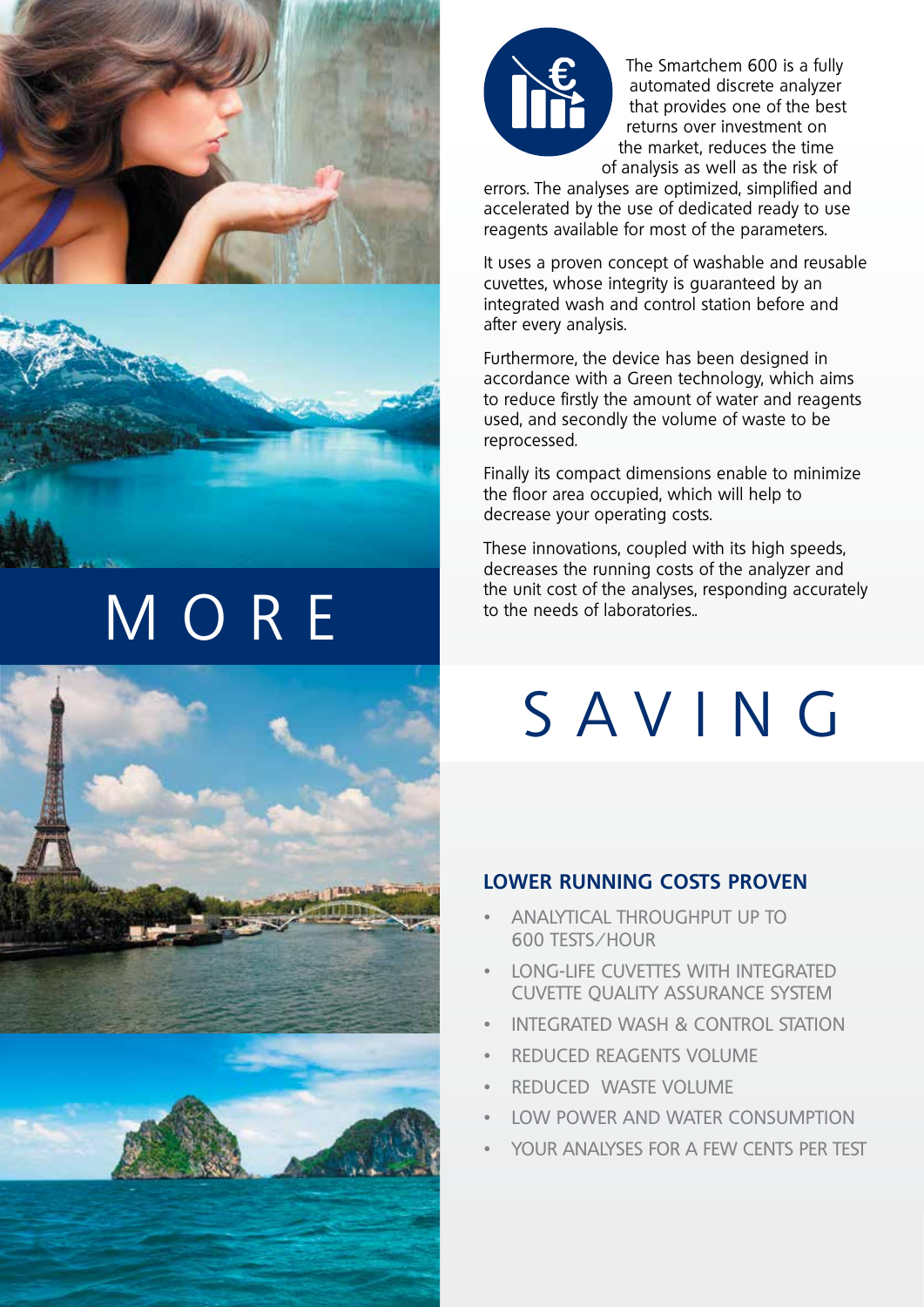# MORE SAVING

The Smartchem 600 is a fully automated discrete analyzer that provides one of the best returns over investment on the market, reduces the time of analysis as well as the risk of errors. The analyses are optimized, simplified and accelerated by the use of dedicated ready to use reagents available for most of the parameters.

It uses a proven concept of washable and reusable cuvettes, whose integrity is guaranteed by an integrated wash and control station before and after every analysis.

Furthermore, the device has been designed in accordance with a Green technology, which aims to reduce firstly the amount of water and reagents used, and secondly the volume of waste to be reprocessed.

Finally its compact dimensions enable to minimize the floor area occupied, which will help to decrease your operating costs.

These innovations, coupled with its high speeds, decreases the running costs of the analyzer and the unit cost of the analyses, responding accurately to the needs of laboratories..

## LOWER RUNNING COSTS PROVEN

- ANALYTICAL THROUGHPUT UP TO 600 TESTS/HOUR
- LONG-LIFE CUVETTES WITH INTEGRATED CUVETTE QUALITY ASSURANCE SYSTEM
- INTEGRATED WASH & CONTROL STATION
- REDUCED REAGENTS VOLUME
- REDUCED WASTE VOLUME
- LOW POWER AND WATER CONSUMPTION
- YOUR ANALYSES FOR A FEW CENTS PER TEST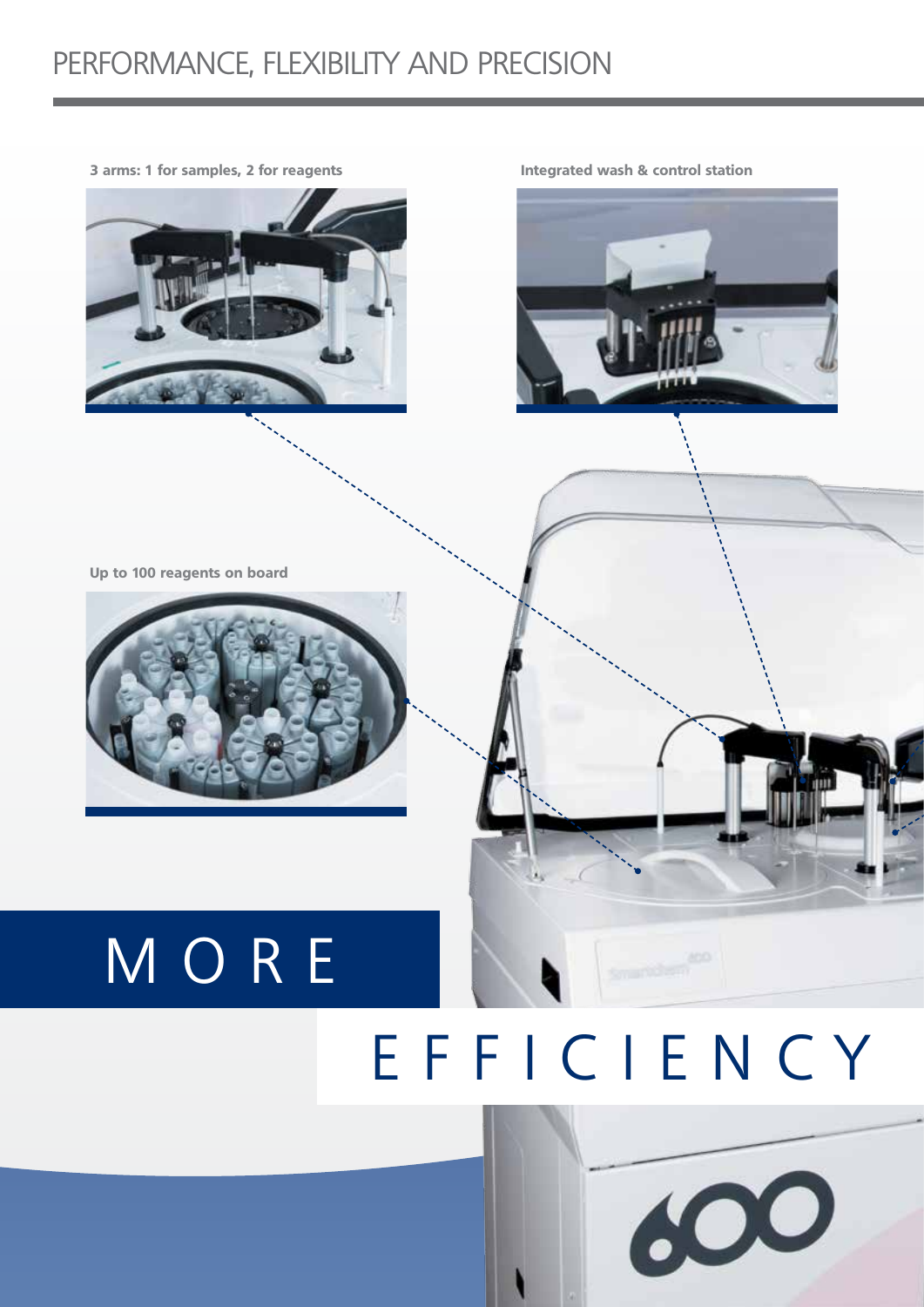# PERFORMANCE, FLEXIBILITY AND PRECISION

**3 arms: 1 for samples, 2 for reagents**

**Integrated wash & control station**

**Up to 100 reagents on board**

# MORE EFFICIENCY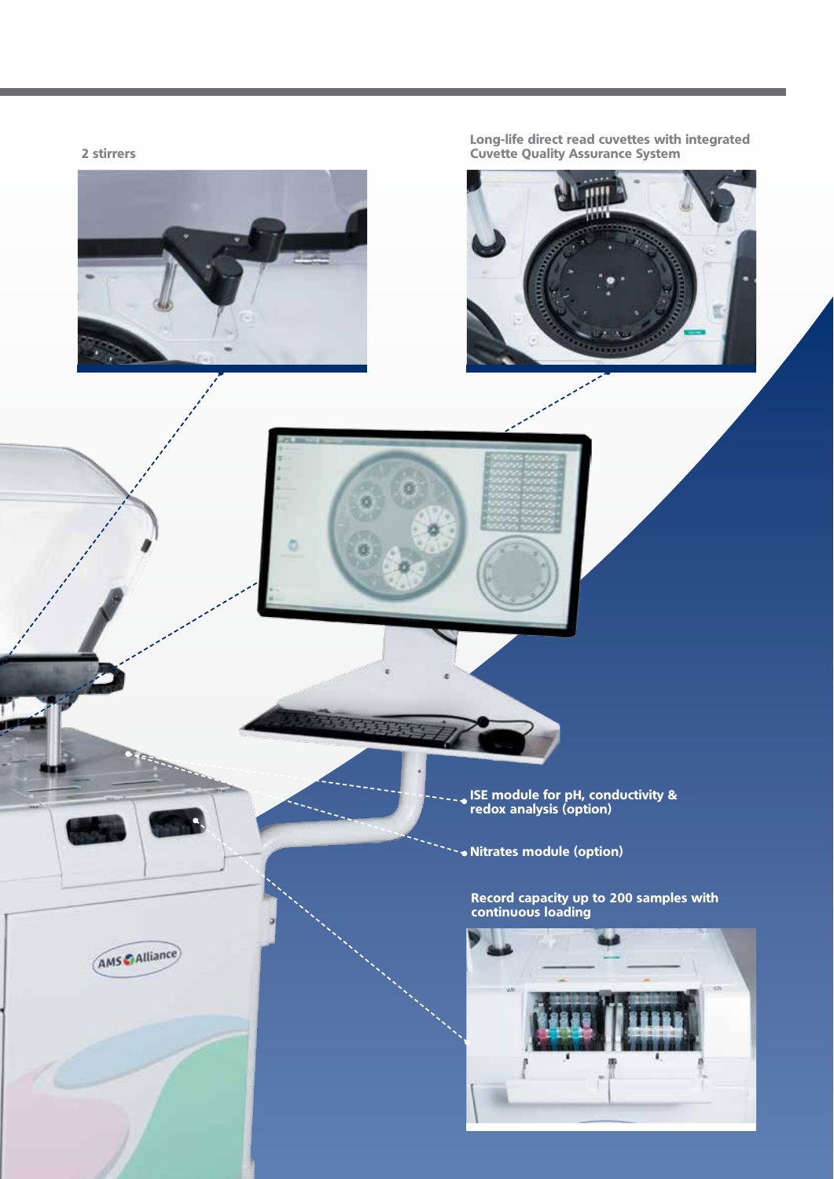2 stirrers

Long-life direct read cuvettes with integrated Cuvette Quality Assurance System

ISE module for pH, conductivity & redox analysis (option)

Nitrates module (option)

Record capacity up to 200 samples with continuous loading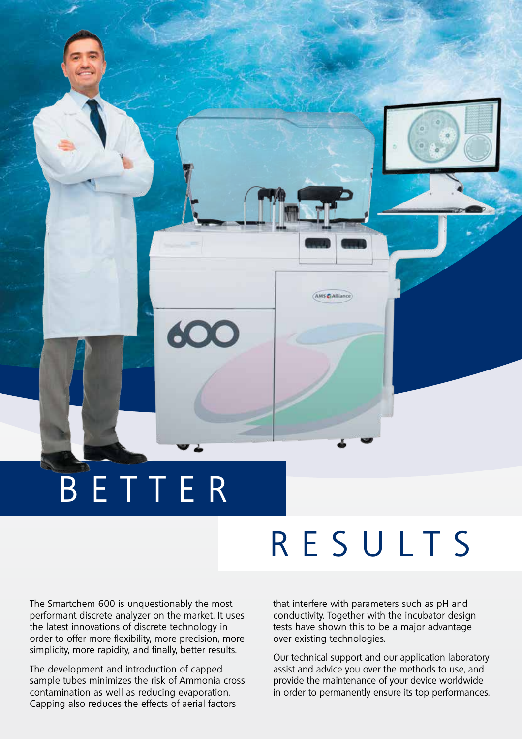# BETTER RESULTS

The Smartchem 600 is unquestionably the most performant discrete analyzer on the market. It uses the latest innovations of discrete technology in order to offer more flexibility, more precision, more simplicity, more rapidity, and finally, better results.

The development and introduction of capped sample tubes minimizes the risk of Ammonia cross contamination as well as reducing evaporation. Capping also reduces the effects of aerial factors that interfere with parameters such as pH and conductivity. Together with the incubator design tests have shown this to be a major advantage over existing technologies.

Our technical support and our application laboratory assist and advice you over the methods to use, and provide the maintenance of your device worldwide in order to permanently ensure its top performances.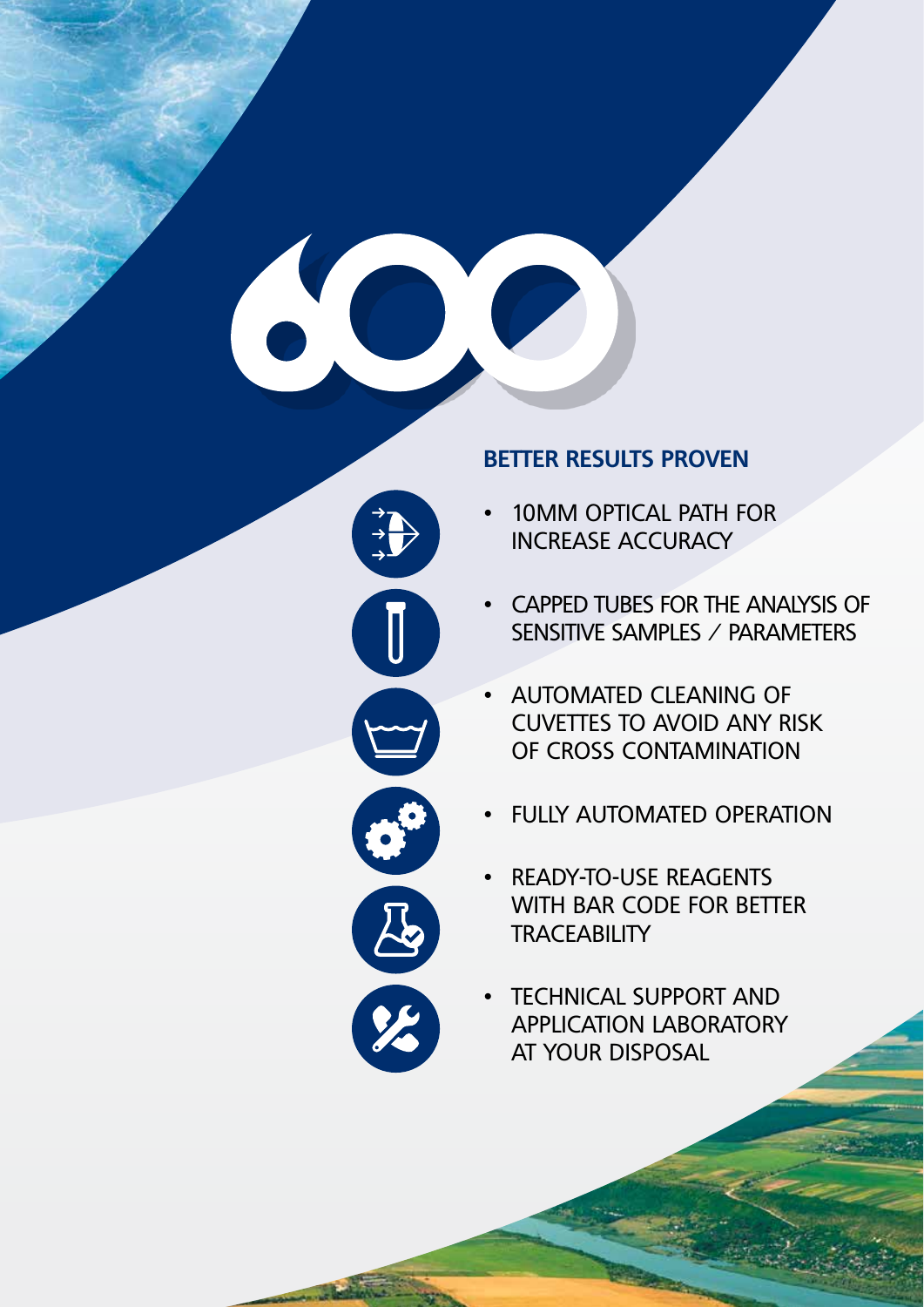# 600

## BETTER RESULTS PROVEN

- 10MM OPTICAL PATH FOR INCREASE ACCURACY
- CAPPED TUBES FOR THE ANALYSIS OF SENSITIVE SAMPLES / PARAMETERS
- AUTOMATED CLEANING OF CUVETTES TO AVOID ANY RISK OF CROSS CONTAMINATION
- FULLY AUTOMATED OPERATION
- READY-TO-USE REAGENTS WITH BAR CODE FOR BETTER TRACEABILITY
- TECHNICAL SUPPORT AND APPLICATION LABORATORY AT YOUR DISPOSAL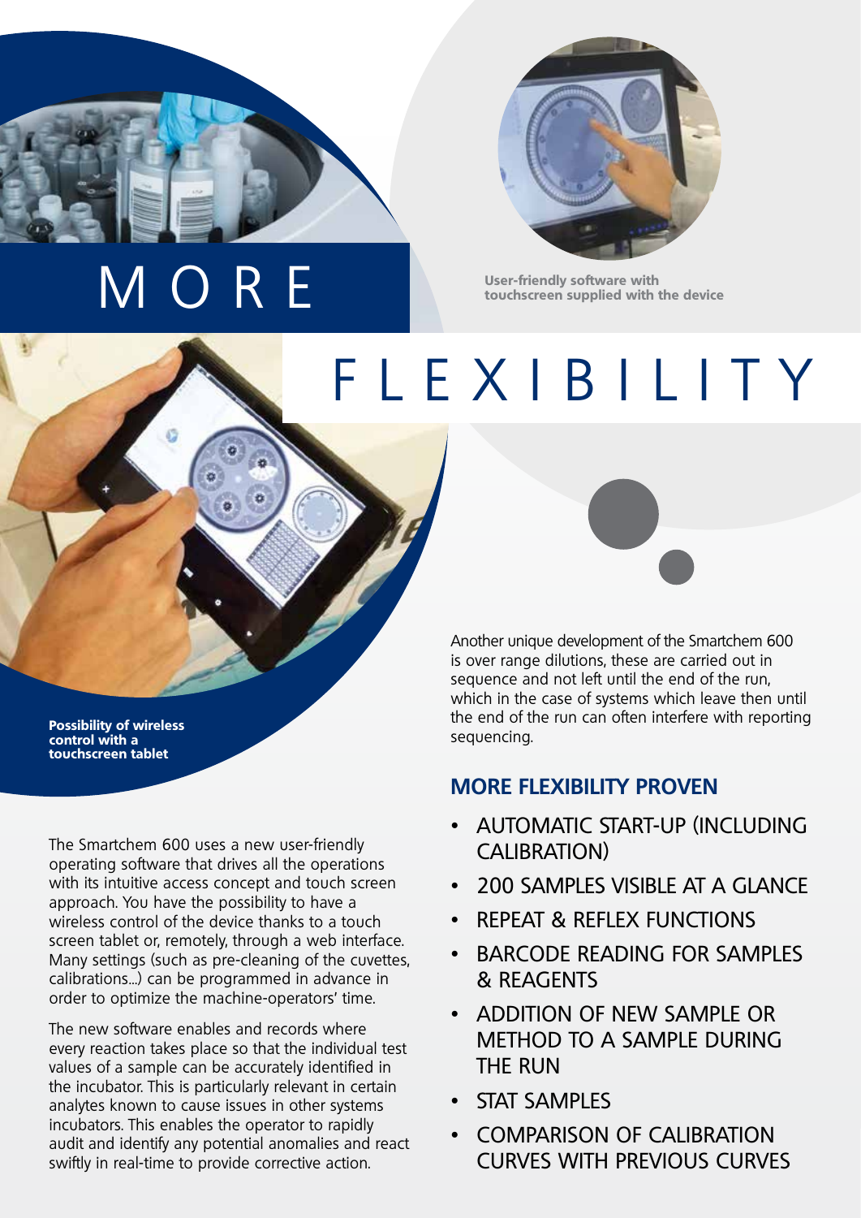# MORE FLEXIBILITY

User-friendly software with touchscreen supplied with the device

Possibility of wireless control with a touchscreen tablet

The Smartchem 600 uses a new user-friendly operating software that drives all the operations with its intuitive access concept and touch screen approach. You have the possibility to have a wireless control of the device thanks to a touch screen tablet or, remotely, through a web interface. Many settings (such as pre-cleaning of the cuvettes, calibrations...) can be programmed in advance in order to optimize the machine-operators' time.

The new software enables and records where every reaction takes place so that the individual test values of a sample can be accurately identified in the incubator. This is particularly relevant in certain analytes known to cause issues in other systems incubators. This enables the operator to rapidly audit and identify any potential anomalies and react swiftly in real-time to provide corrective action.

Another unique development of the Smartchem 600 is over range dilutions, these are carried out in sequence and not left until the end of the run, which in the case of systems which leave then until the end of the run can often interfere with reporting sequencing.

## MORE FLEXIBILITY PROVEN

- AUTOMATIC START-UP (INCLUDING CALIBRATION)
- 200 SAMPLES VISIBLE AT A GLANCE
- REPEAT & REFLEX FUNCTIONS
- BARCODE READING FOR SAMPLES & REAGENTS
- ADDITION OF NEW SAMPLE OR METHOD TO A SAMPLE DURING THE RUN
- STAT SAMPLES
- COMPARISON OF CALIBRATION CURVES WITH PREVIOUS CURVES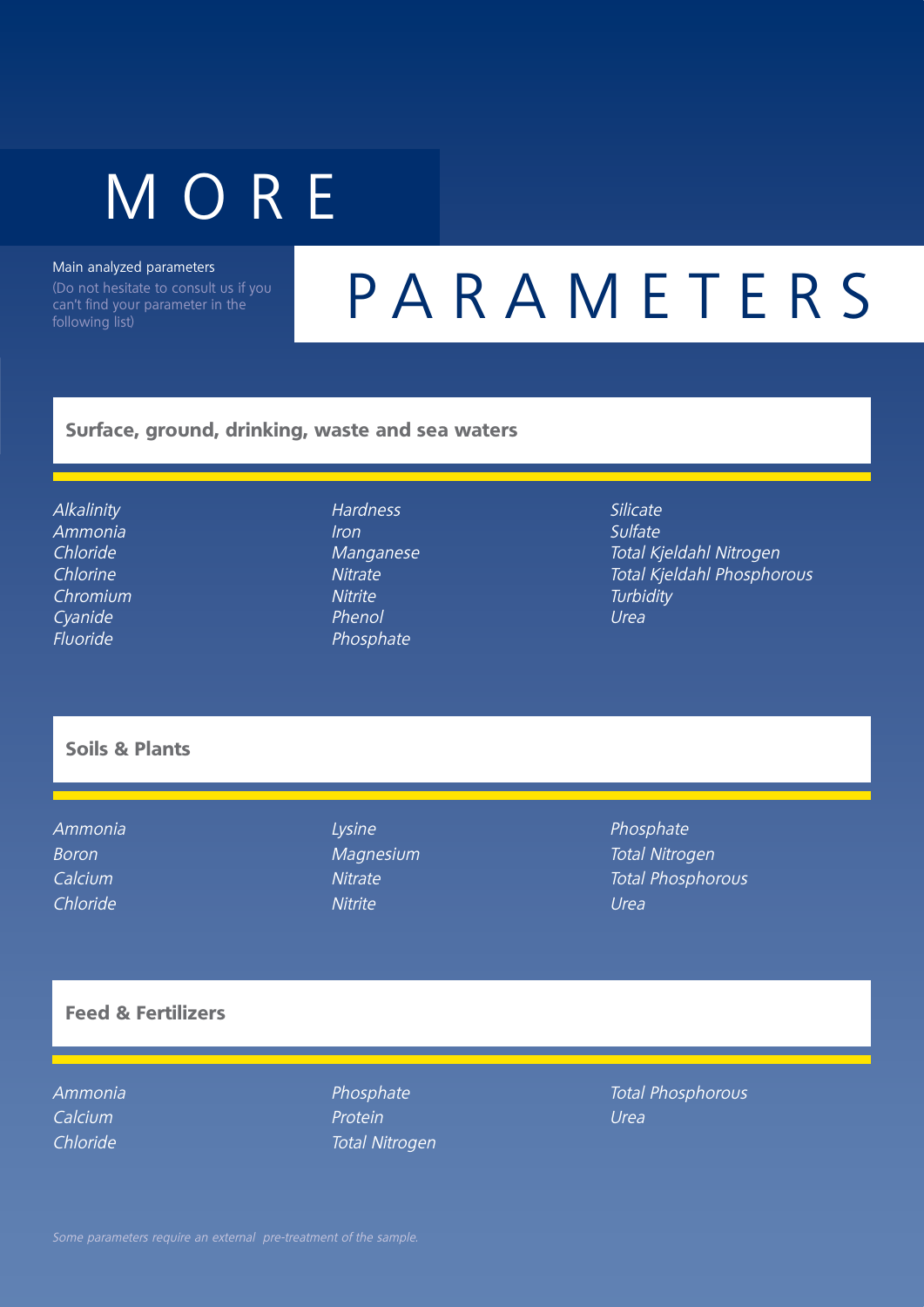# MORE PARAMETERS

Main analyzed parameters

(Do not hesitate to consult us if you can't find your parameter in the following list)

## Surface, ground, drinking, waste and sea waters

*Alkalinity*
*Ammonia*
*Chloride*
*Chlorine*
*Chromium*
*Cyanide*
*Fluoride*
*Hardness*
*Iron*
*Manganese*
*Nitrate*
*Nitrite*
*Phenol*
*Phosphate*
*Silicate*
*Sulfate*
*Total Kjeldahl Nitrogen*
*Total Kjeldahl Phosphorous*
*Turbidity*
*Urea*

## Soils & Plants

*Ammonia*
*Boron*
*Calcium*
*Chloride*
*Lysine*
*Magnesium*
*Nitrate*
*Nitrite*
*Phosphate*
*Total Nitrogen*
*Total Phosphorous*
*Urea*

## Feed & Fertilizers

*Ammonia*
*Calcium*
*Chloride*
*Phosphate*
*Protein*
*Total Nitrogen*
*Total Phosphorous*
*Urea*

*Some parameters require an external pre-treatment of the sample.*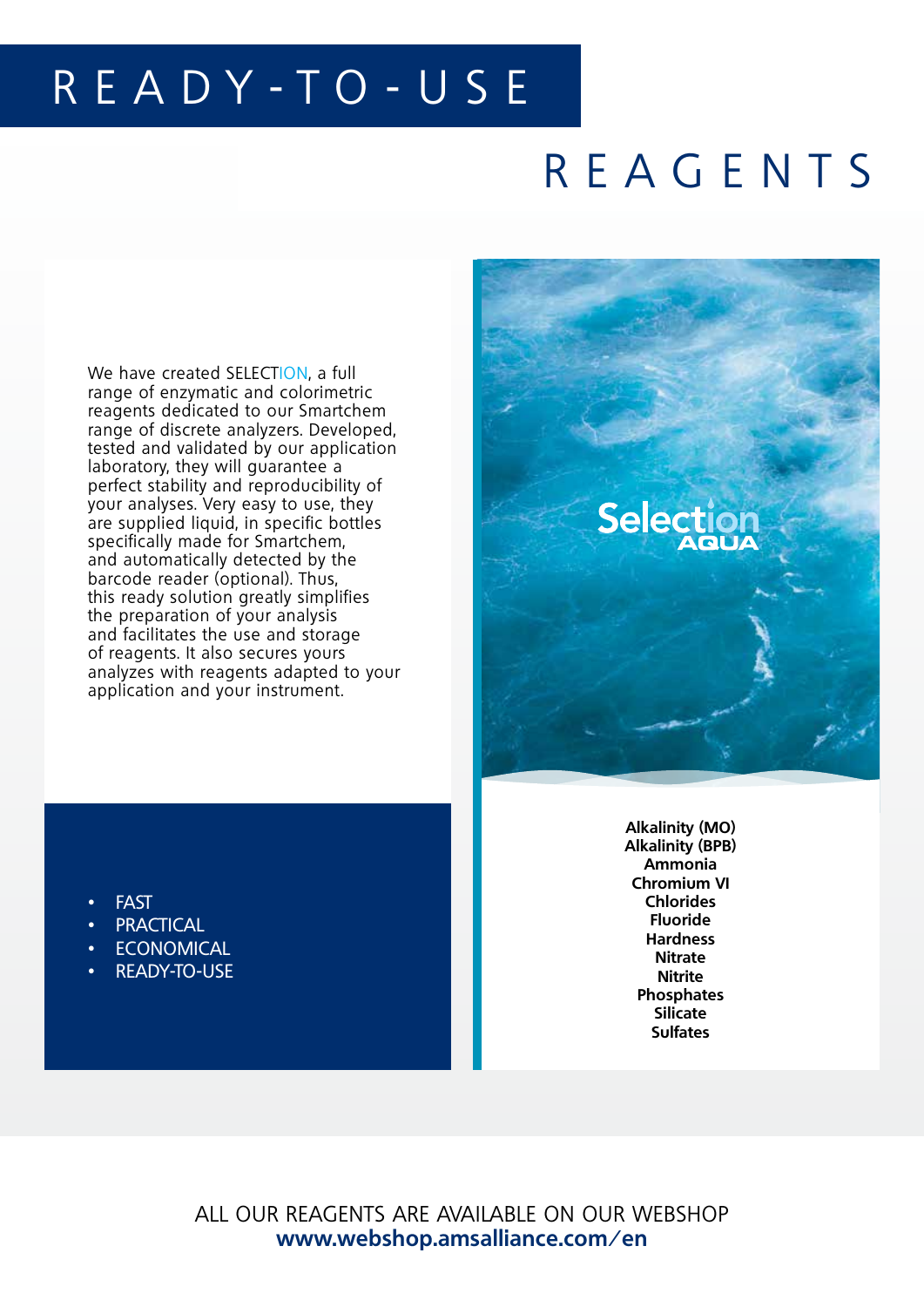# READY-TO-USE

# REAGENTS

We have created SELECTION, a full range of enzymatic and colorimetric reagents dedicated to our Smartchem range of discrete analyzers. Developed, tested and validated by our application laboratory, they will guarantee a perfect stability and reproducibility of your analyses. Very easy to use, they are supplied liquid, in specific bottles specifically made for Smartchem, and automatically detected by the barcode reader (optional). Thus, this ready solution greatly simplifies the preparation of your analysis and facilitates the use and storage of reagents. It also secures yours analyzes with reagents adapted to your application and your instrument.

- FAST
- PRACTICAL
- ECONOMICAL
- READY-TO-USE

Selection AQUA

**Alkalinity (MO)**
**Alkalinity (BPB)**
**Ammonia**
**Chromium VI**
**Chlorides**
**Fluoride**
**Hardness**
**Nitrate**
**Nitrite**
**Phosphates**
**Silicate**
**Sulfates**

ALL OUR REAGENTS ARE AVAILABLE ON OUR WEBSHOP
**www.webshop.amsalliance.com/en**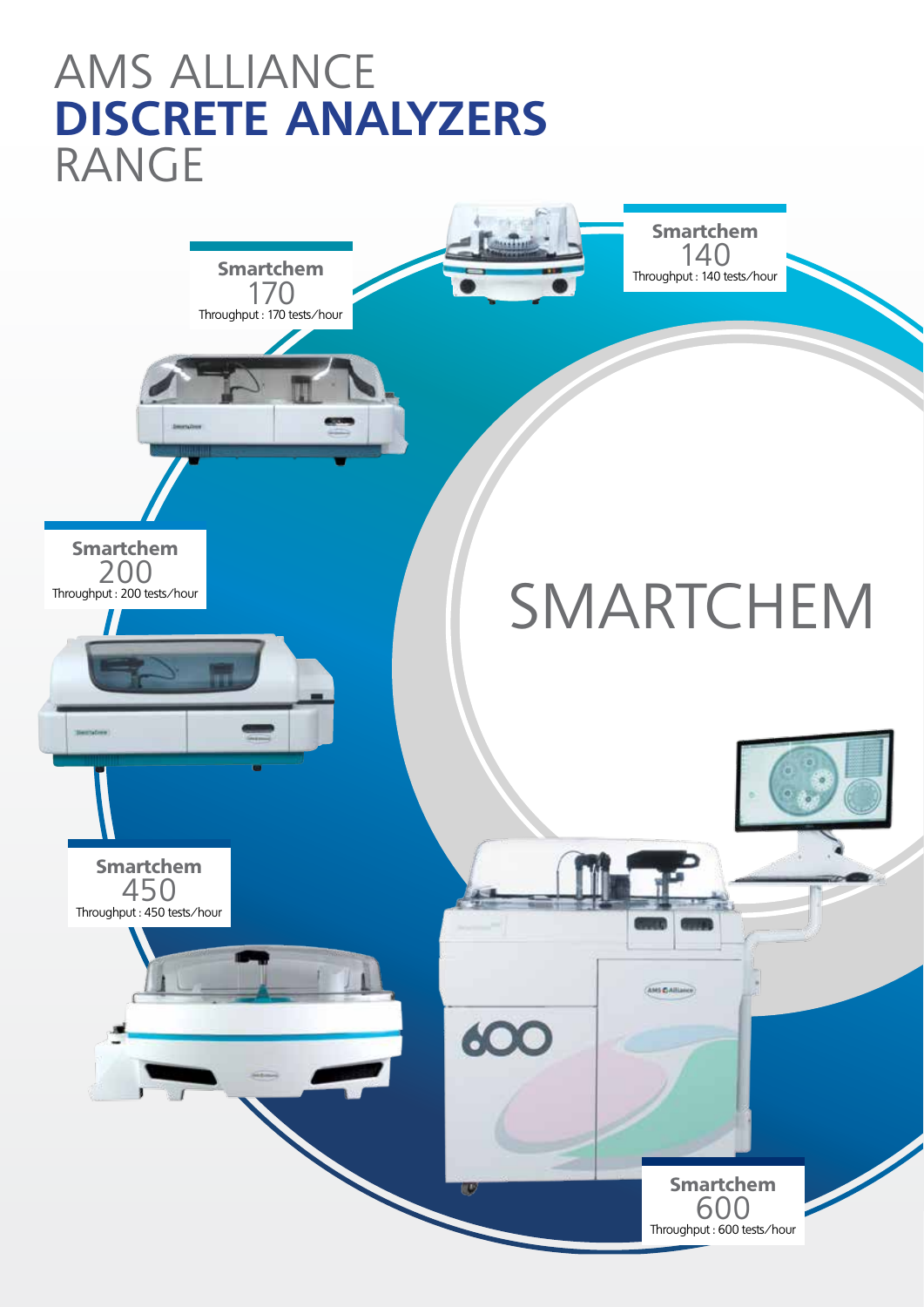# AMS ALLIANCE **DISCRETE ANALYZERS** RANGE

# SMARTCHEM

**Smartchem**
140
Throughput : 140 tests/hour

**Smartchem**
170
Throughput : 170 tests/hour

**Smartchem**
200
Throughput : 200 tests/hour

**Smartchem**
450
Throughput : 450 tests/hour

**Smartchem**
600
Throughput : 600 tests/hour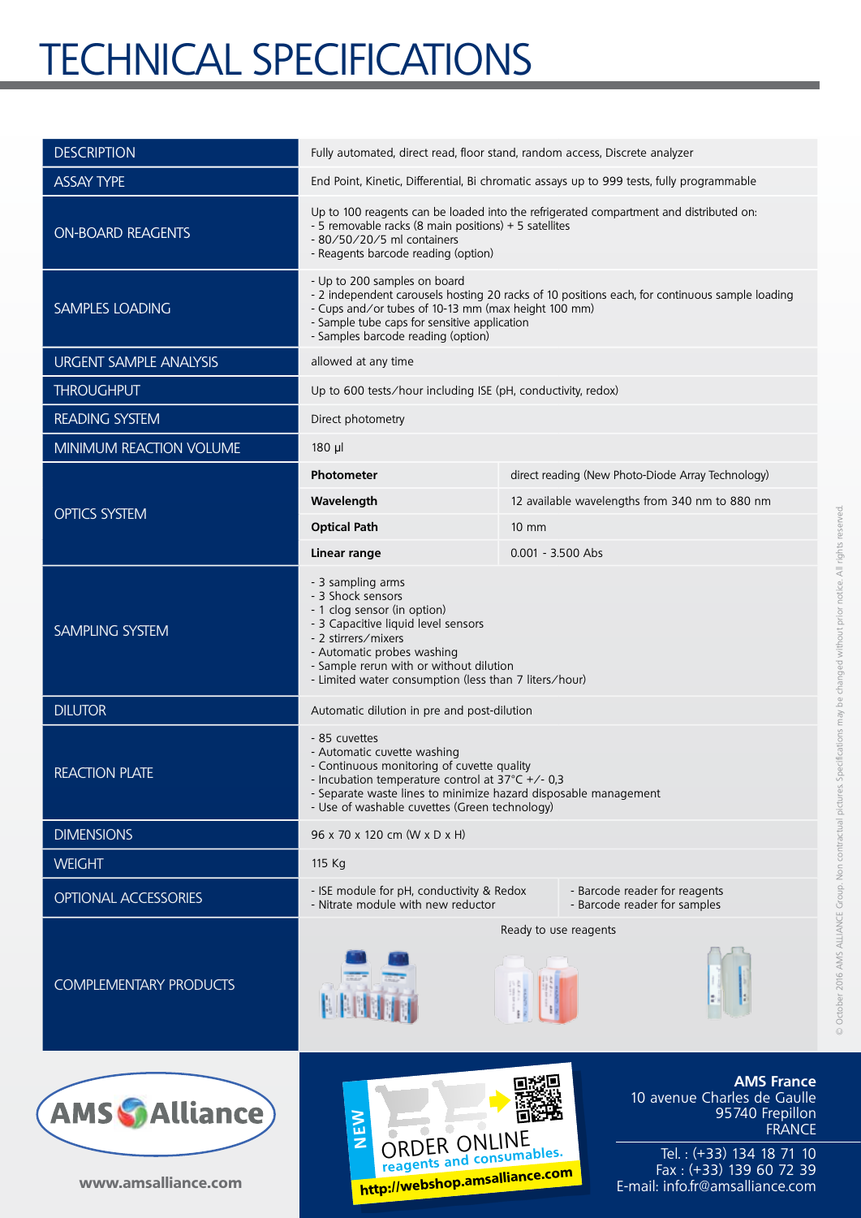# TECHNICAL SPECIFICATIONS

| | | |
|---|---|---|
| DESCRIPTION | Fully automated, direct read, floor stand, random access, Discrete analyzer | |
| ASSAY TYPE | End Point, Kinetic, Differential, Bi chromatic assays up to 999 tests, fully programmable | |
| ON-BOARD REAGENTS | Up to 100 reagents can be loaded into the refrigerated compartment and distributed on:<br>- 5 removable racks (8 main positions) + 5 satellites<br>- 80/50/20/5 ml containers<br>- Reagents barcode reading (option) | |
| SAMPLES LOADING | - Up to 200 samples on board<br>- 2 independent carousels hosting 20 racks of 10 positions each, for continuous sample loading<br>- Cups and/or tubes of 10-13 mm (max height 100 mm)<br>- Sample tube caps for sensitive application<br>- Samples barcode reading (option) | |
| URGENT SAMPLE ANALYSIS | allowed at any time | |
| THROUGHPUT | Up to 600 tests/hour including ISE (pH, conductivity, redox) | |
| READING SYSTEM | Direct photometry | |
| MINIMUM REACTION VOLUME | 180 µl | |
| OPTICS SYSTEM | **Photometer** | direct reading (New Photo-Diode Array Technology) |
| | **Wavelength** | 12 available wavelengths from 340 nm to 880 nm |
| | **Optical Path** | 10 mm |
| | **Linear range** | 0.001 - 3.500 Abs |
| SAMPLING SYSTEM | - 3 sampling arms<br>- 3 Shock sensors<br>- 1 clog sensor (in option)<br>- 3 Capacitive liquid level sensors<br>- 2 stirrers/mixers<br>- Automatic probes washing<br>- Sample rerun with or without dilution<br>- Limited water consumption (less than 7 liters/hour) | |
| DILUTOR | Automatic dilution in pre and post-dilution | |
| REACTION PLATE | - 85 cuvettes<br>- Automatic cuvette washing<br>- Continuous monitoring of cuvette quality<br>- Incubation temperature control at 37°C +/- 0,3<br>- Separate waste lines to minimize hazard disposable management<br>- Use of washable cuvettes (Green technology) | |
| DIMENSIONS | 96 x 70 x 120 cm (W x D x H) | |
| WEIGHT | 115 Kg | |
| OPTIONAL ACCESSORIES | - ISE module for pH, conductivity & Redox<br>- Nitrate module with new reductor | - Barcode reader for reagents<br>- Barcode reader for samples |
| COMPLEMENTARY PRODUCTS | Ready to use reagents | |

www.amsalliance.com

NEW
ORDER ONLINE
reagents and consumables.
http://webshop.amsalliance.com

**AMS France**
10 avenue Charles de Gaulle
95740 Frepillon
FRANCE

Tel. : (+33) 134 18 71 10
Fax : (+33) 139 60 72 39
E-mail: info.fr@amsalliance.com

© October 2016 AMS ALLIANCE Group. Non contractual pictures. Specifications may be changed without prior notice. All rights reserved.